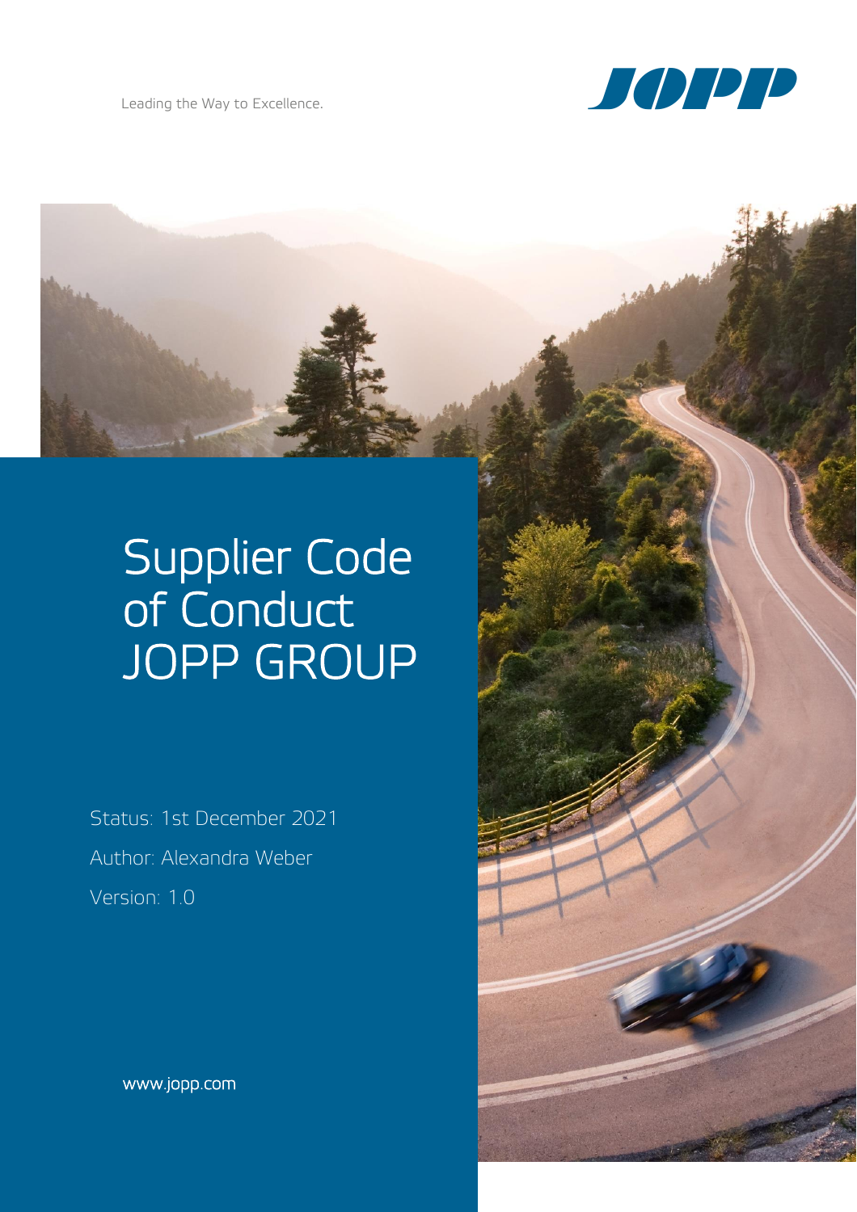Leading the Way to Excellence.

JOPP

# Supplier Code of Conduct JOPP GROUP

Status: 1st December 2021

Author: Alexandra Weber

Version: 1.0

www.jopp.com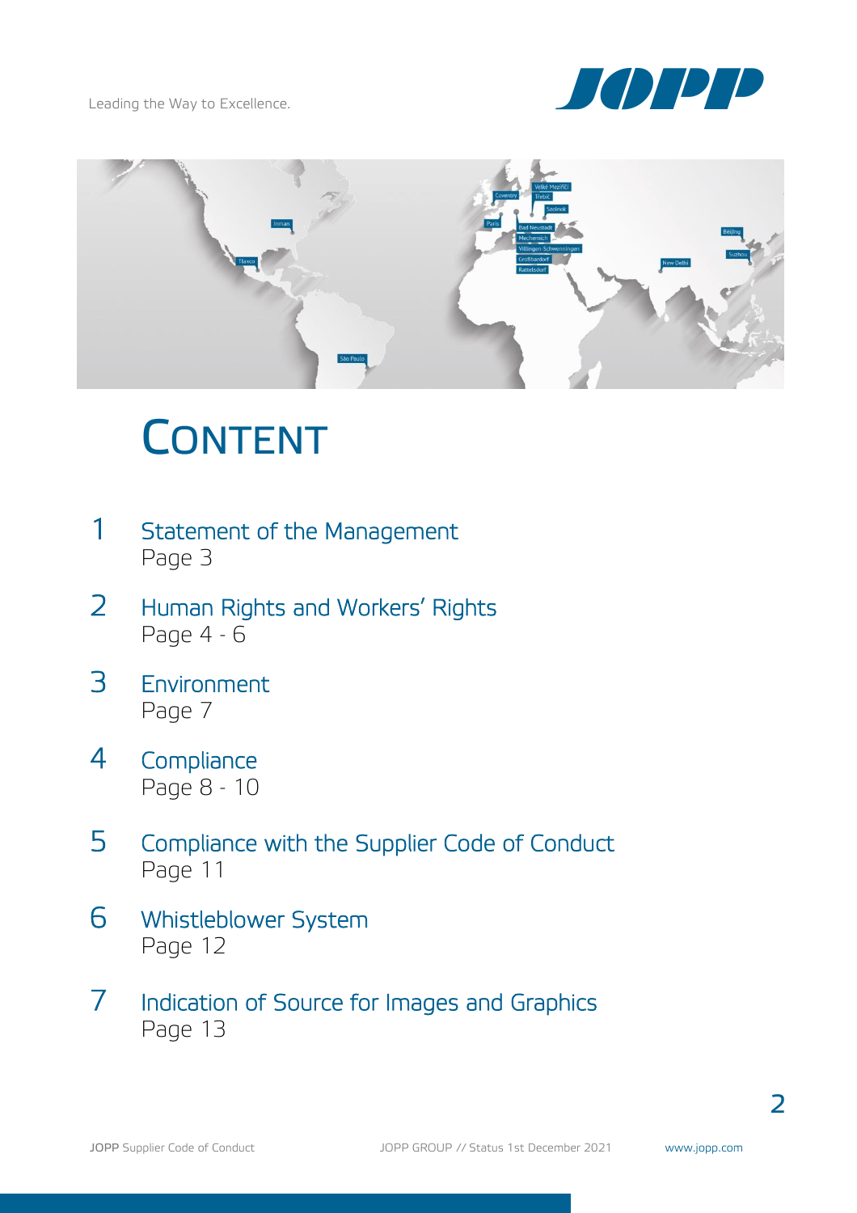Leading the Way to Excellence.

# CONTENT

1 Statement of the Management
Page 3

2 Human Rights and Workers' Rights
Page 4 - 6

3 Environment
Page 7

4 Compliance
Page 8 - 10

5 Compliance with the Supplier Code of Conduct
Page 11

6 Whistleblower System
Page 12

7 Indication of Source for Images and Graphics
Page 13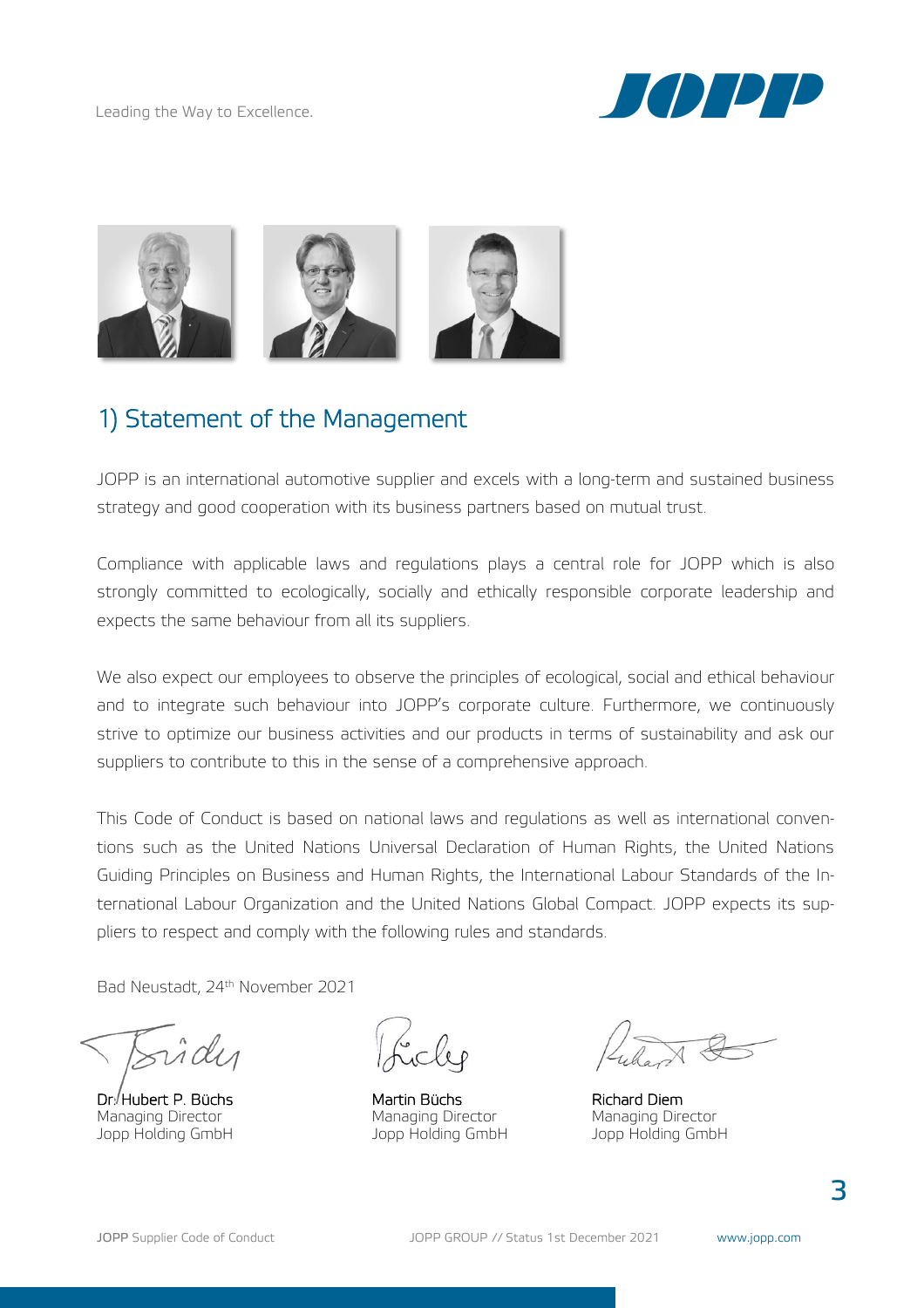Leading the Way to Excellence.

## 1) Statement of the Management

JOPP is an international automotive supplier and excels with a long-term and sustained business strategy and good cooperation with its business partners based on mutual trust.

Compliance with applicable laws and regulations plays a central role for JOPP which is also strongly committed to ecologically, socially and ethically responsible corporate leadership and expects the same behaviour from all its suppliers.

We also expect our employees to observe the principles of ecological, social and ethical behaviour and to integrate such behaviour into JOPP's corporate culture. Furthermore, we continuously strive to optimize our business activities and our products in terms of sustainability and ask our suppliers to contribute to this in the sense of a comprehensive approach.

This Code of Conduct is based on national laws and regulations as well as international conventions such as the United Nations Universal Declaration of Human Rights, the United Nations Guiding Principles on Business and Human Rights, the International Labour Standards of the International Labour Organization and the United Nations Global Compact. JOPP expects its suppliers to respect and comply with the following rules and standards.

Bad Neustadt, 24th November 2021

Dr. Hubert P. Büchs
Managing Director
Jopp Holding GmbH

Martin Büchs
Managing Director
Jopp Holding GmbH

Richard Diem
Managing Director
Jopp Holding GmbH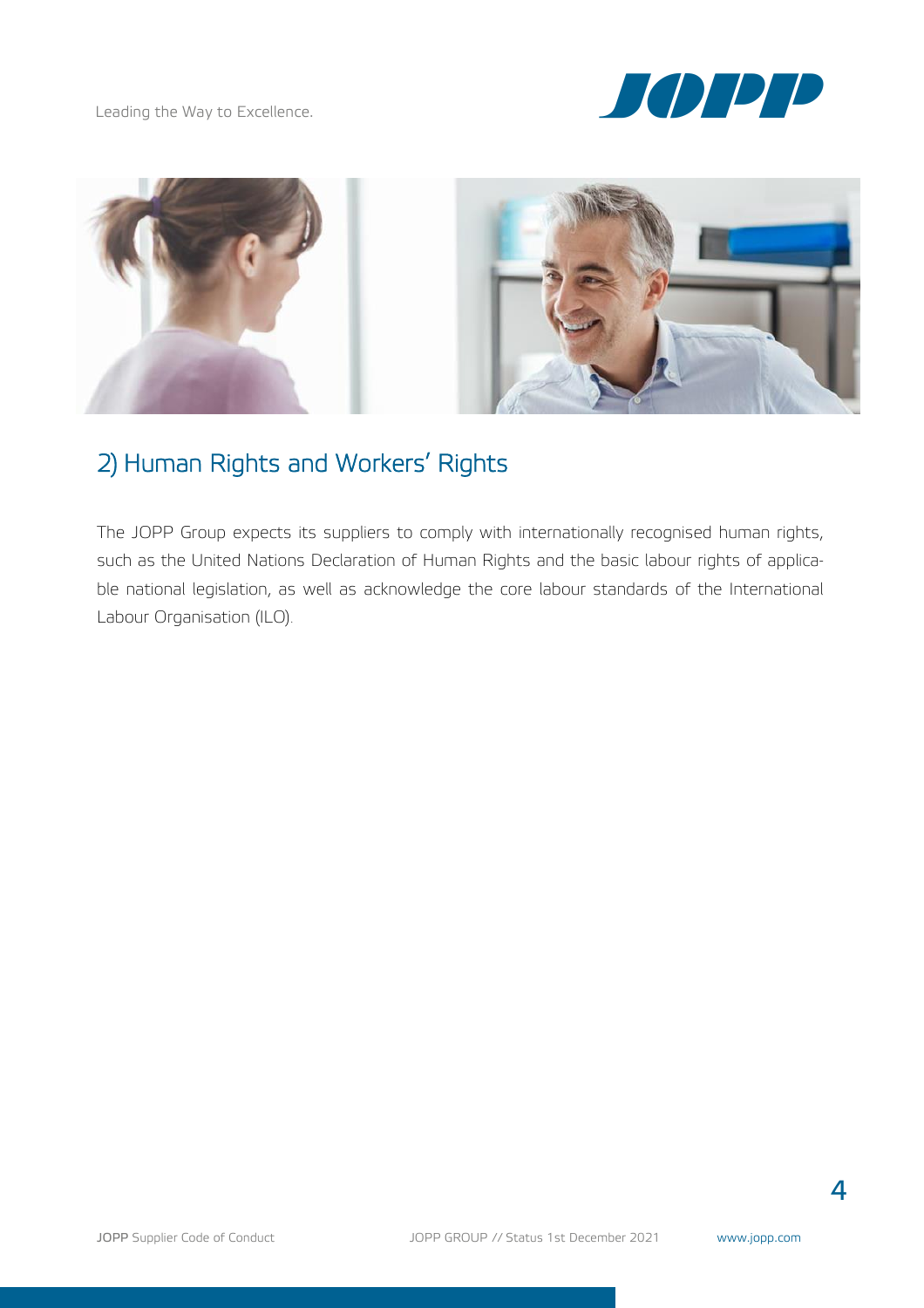## 2) Human Rights and Workers' Rights

The JOPP Group expects its suppliers to comply with internationally recognised human rights, such as the United Nations Declaration of Human Rights and the basic labour rights of applicable national legislation, as well as acknowledge the core labour standards of the International Labour Organisation (ILO).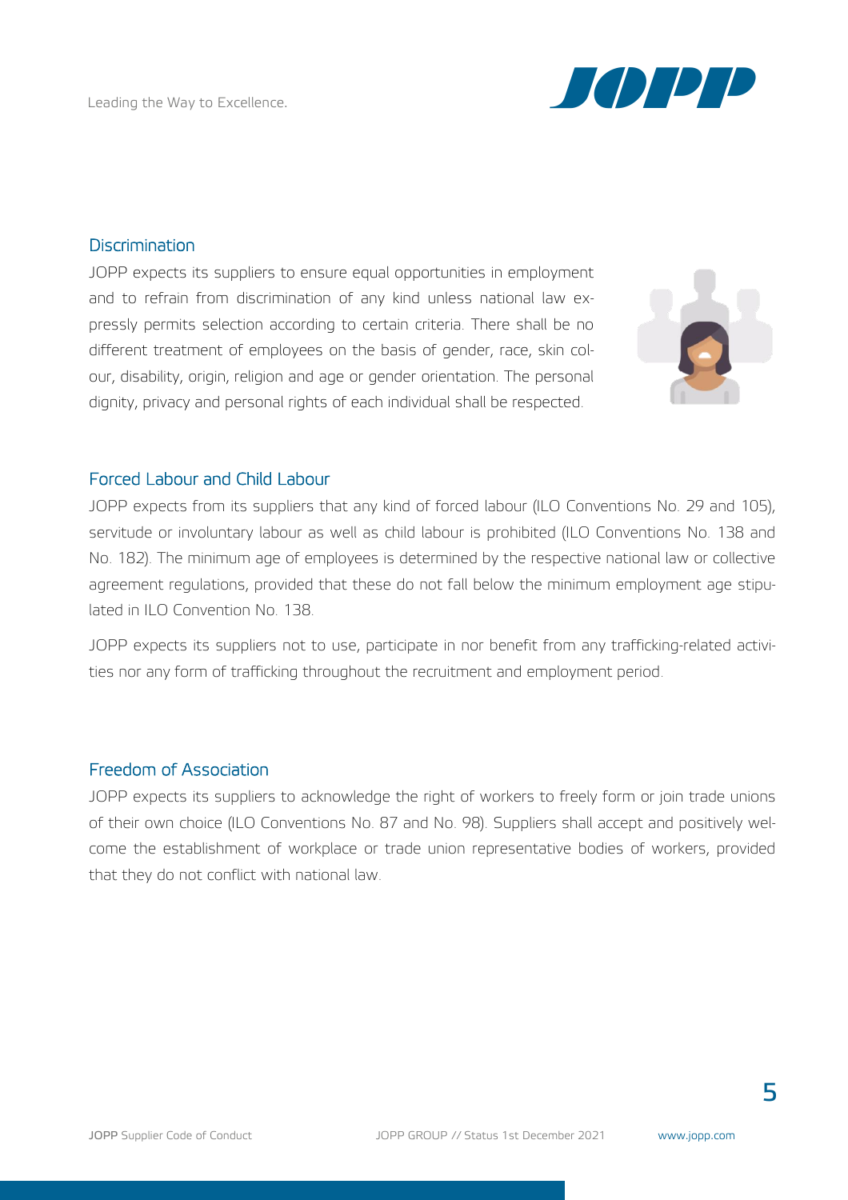## Discrimination

JOPP expects its suppliers to ensure equal opportunities in employment and to refrain from discrimination of any kind unless national law expressly permits selection according to certain criteria. There shall be no different treatment of employees on the basis of gender, race, skin colour, disability, origin, religion and age or gender orientation. The personal dignity, privacy and personal rights of each individual shall be respected.

## Forced Labour and Child Labour

JOPP expects from its suppliers that any kind of forced labour (ILO Conventions No. 29 and 105), servitude or involuntary labour as well as child labour is prohibited (ILO Conventions No. 138 and No. 182). The minimum age of employees is determined by the respective national law or collective agreement regulations, provided that these do not fall below the minimum employment age stipulated in ILO Convention No. 138.

JOPP expects its suppliers not to use, participate in nor benefit from any trafficking-related activities nor any form of trafficking throughout the recruitment and employment period.

## Freedom of Association

JOPP expects its suppliers to acknowledge the right of workers to freely form or join trade unions of their own choice (ILO Conventions No. 87 and No. 98). Suppliers shall accept and positively welcome the establishment of workplace or trade union representative bodies of workers, provided that they do not conflict with national law.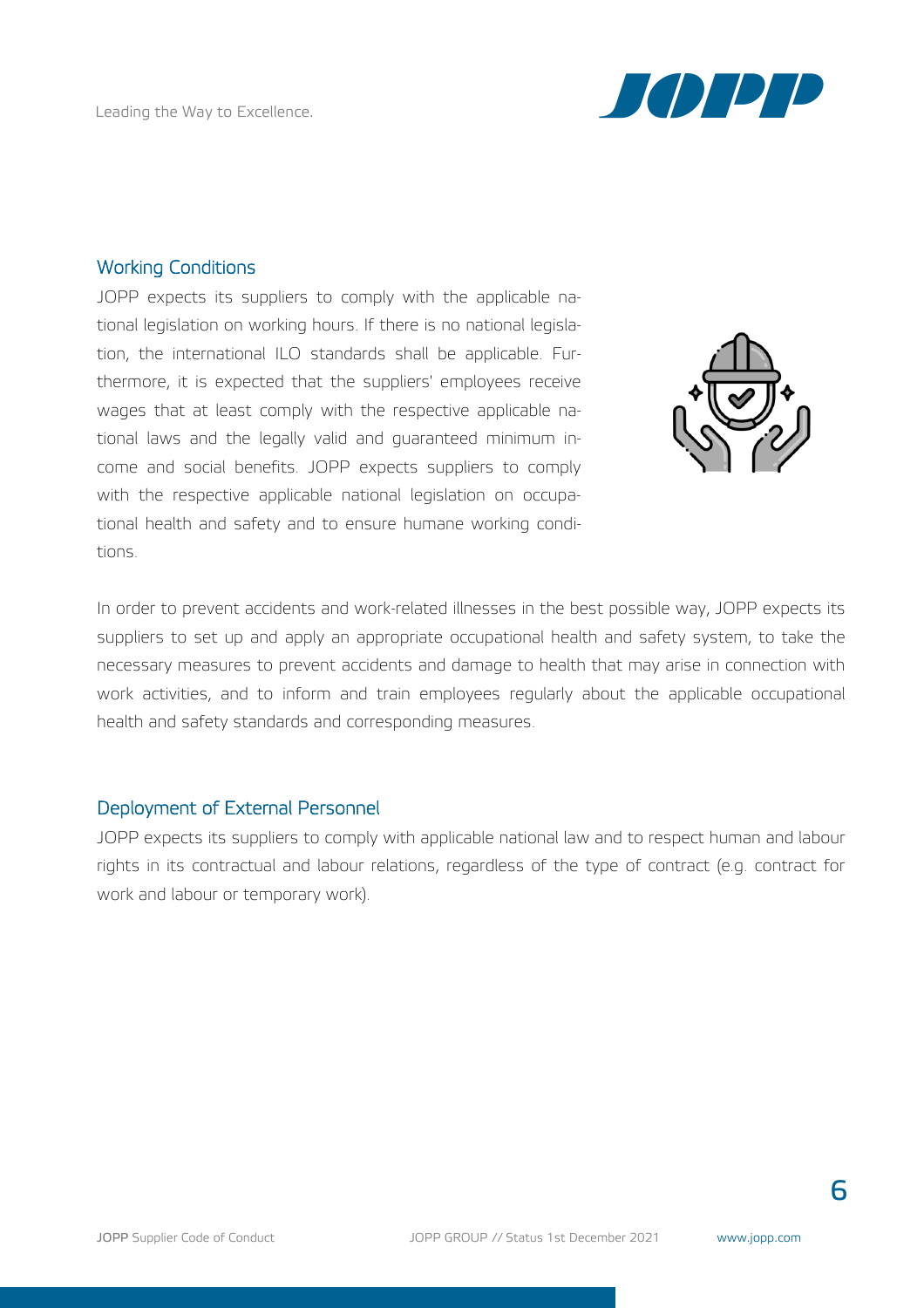## Working Conditions

JOPP expects its suppliers to comply with the applicable national legislation on working hours. If there is no national legislation, the international ILO standards shall be applicable. Furthermore, it is expected that the suppliers' employees receive wages that at least comply with the respective applicable national laws and the legally valid and guaranteed minimum income and social benefits. JOPP expects suppliers to comply with the respective applicable national legislation on occupational health and safety and to ensure humane working conditions.

In order to prevent accidents and work-related illnesses in the best possible way, JOPP expects its suppliers to set up and apply an appropriate occupational health and safety system, to take the necessary measures to prevent accidents and damage to health that may arise in connection with work activities, and to inform and train employees regularly about the applicable occupational health and safety standards and corresponding measures.

## Deployment of External Personnel

JOPP expects its suppliers to comply with applicable national law and to respect human and labour rights in its contractual and labour relations, regardless of the type of contract (e.g. contract for work and labour or temporary work).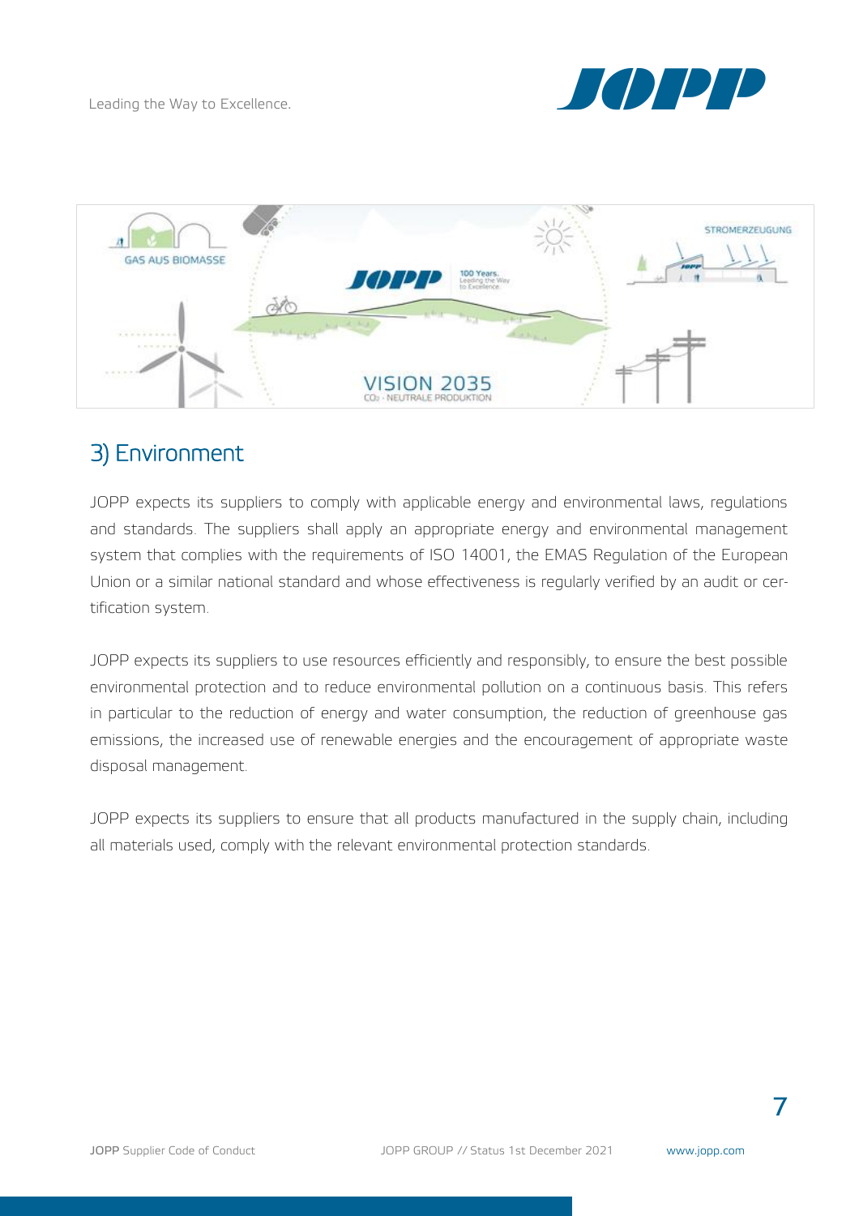## 3) Environment

JOPP expects its suppliers to comply with applicable energy and environmental laws, regulations and standards. The suppliers shall apply an appropriate energy and environmental management system that complies with the requirements of ISO 14001, the EMAS Regulation of the European Union or a similar national standard and whose effectiveness is regularly verified by an audit or certification system.

JOPP expects its suppliers to use resources efficiently and responsibly, to ensure the best possible environmental protection and to reduce environmental pollution on a continuous basis. This refers in particular to the reduction of energy and water consumption, the reduction of greenhouse gas emissions, the increased use of renewable energies and the encouragement of appropriate waste disposal management.

JOPP expects its suppliers to ensure that all products manufactured in the supply chain, including all materials used, comply with the relevant environmental protection standards.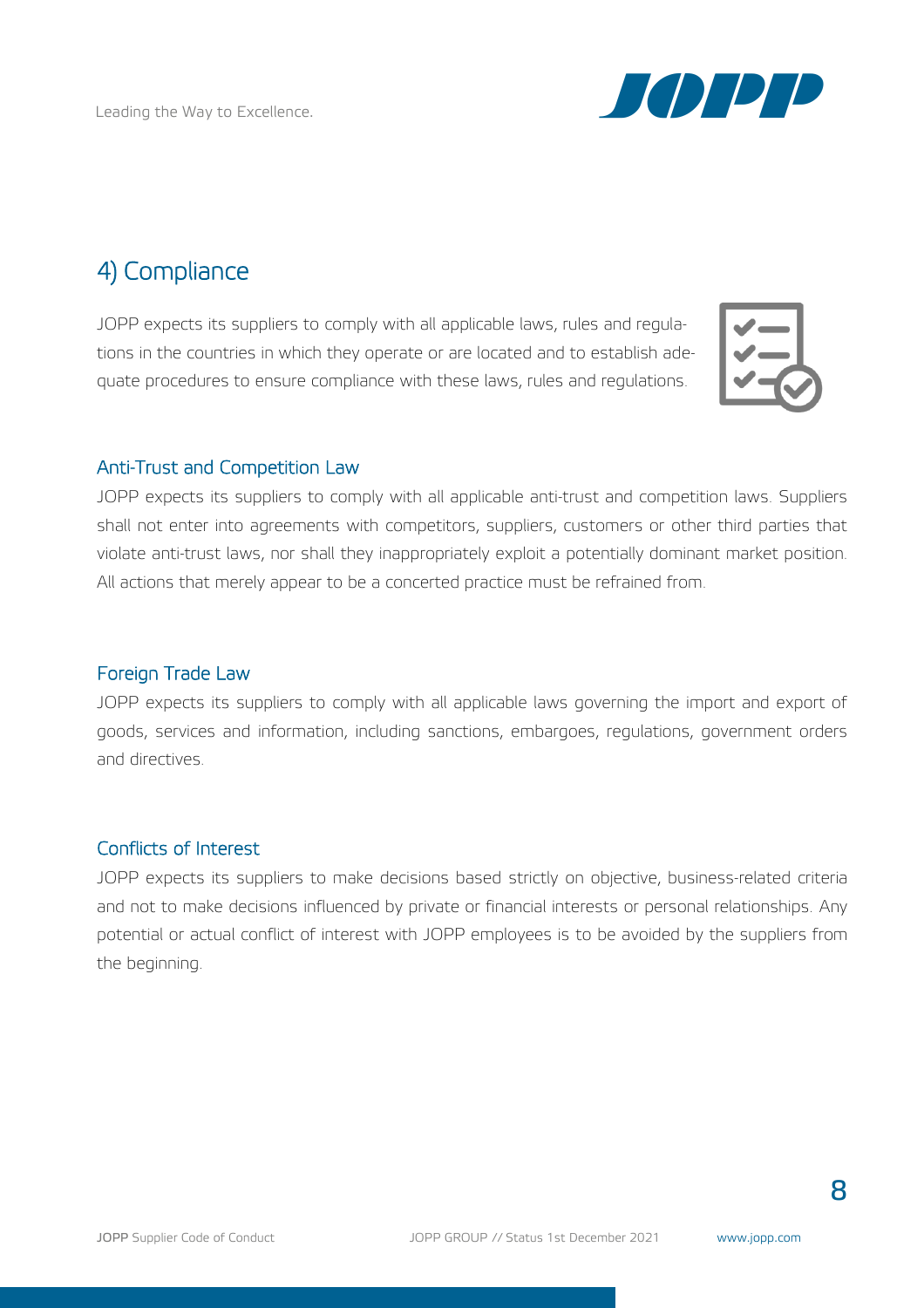## 4) Compliance

JOPP expects its suppliers to comply with all applicable laws, rules and regulations in the countries in which they operate or are located and to establish adequate procedures to ensure compliance with these laws, rules and regulations.

### Anti-Trust and Competition Law

JOPP expects its suppliers to comply with all applicable anti-trust and competition laws. Suppliers shall not enter into agreements with competitors, suppliers, customers or other third parties that violate anti-trust laws, nor shall they inappropriately exploit a potentially dominant market position. All actions that merely appear to be a concerted practice must be refrained from.

### Foreign Trade Law

JOPP expects its suppliers to comply with all applicable laws governing the import and export of goods, services and information, including sanctions, embargoes, regulations, government orders and directives.

### Conflicts of Interest

JOPP expects its suppliers to make decisions based strictly on objective, business-related criteria and not to make decisions influenced by private or financial interests or personal relationships. Any potential or actual conflict of interest with JOPP employees is to be avoided by the suppliers from the beginning.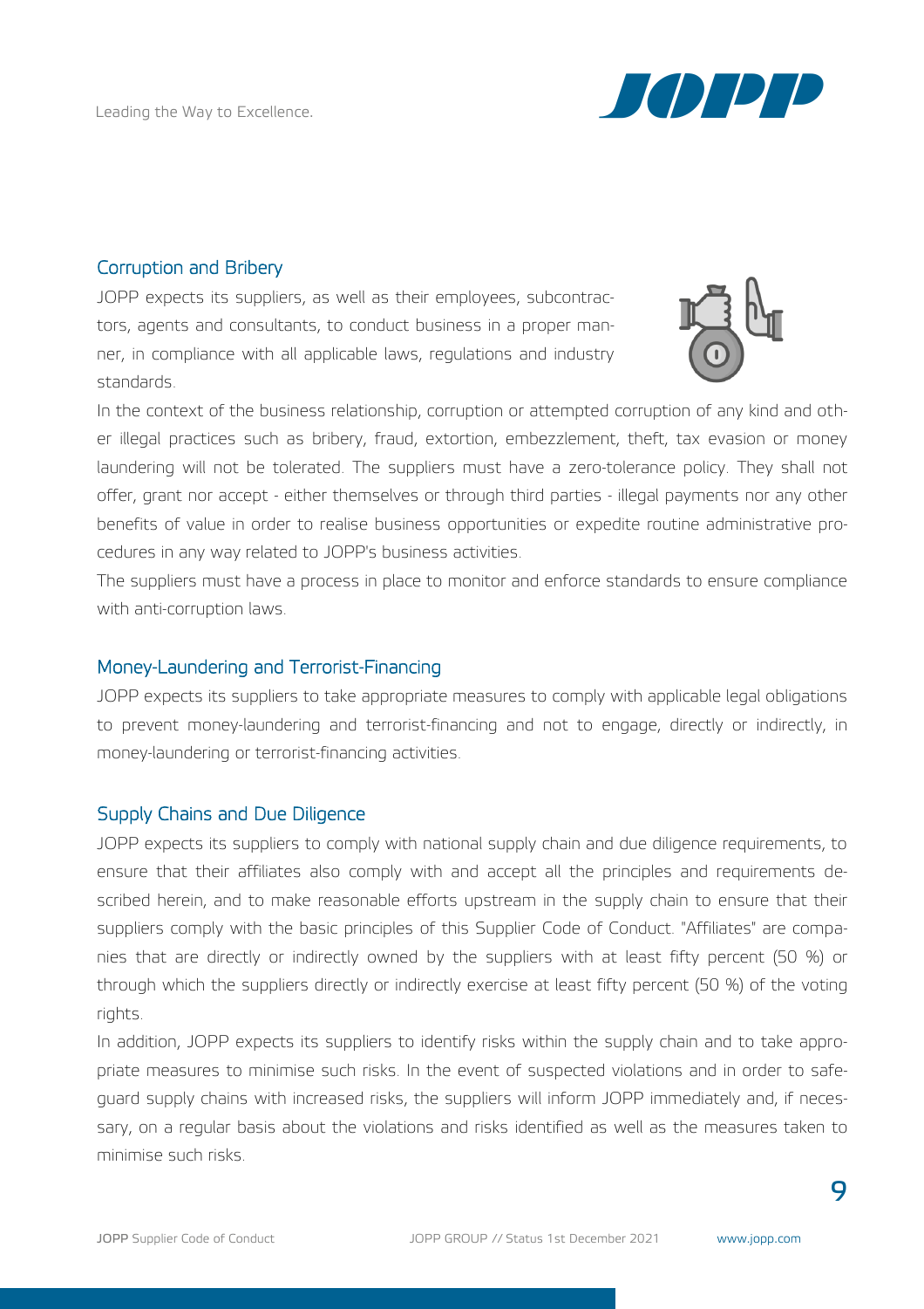## Corruption and Bribery

JOPP expects its suppliers, as well as their employees, subcontractors, agents and consultants, to conduct business in a proper manner, in compliance with all applicable laws, regulations and industry standards.

In the context of the business relationship, corruption or attempted corruption of any kind and other illegal practices such as bribery, fraud, extortion, embezzlement, theft, tax evasion or money laundering will not be tolerated. The suppliers must have a zero-tolerance policy. They shall not offer, grant nor accept - either themselves or through third parties - illegal payments nor any other benefits of value in order to realise business opportunities or expedite routine administrative procedures in any way related to JOPP's business activities.

The suppliers must have a process in place to monitor and enforce standards to ensure compliance with anti-corruption laws.

## Money-Laundering and Terrorist-Financing

JOPP expects its suppliers to take appropriate measures to comply with applicable legal obligations to prevent money-laundering and terrorist-financing and not to engage, directly or indirectly, in money-laundering or terrorist-financing activities.

## Supply Chains and Due Diligence

JOPP expects its suppliers to comply with national supply chain and due diligence requirements, to ensure that their affiliates also comply with and accept all the principles and requirements described herein, and to make reasonable efforts upstream in the supply chain to ensure that their suppliers comply with the basic principles of this Supplier Code of Conduct. "Affiliates" are companies that are directly or indirectly owned by the suppliers with at least fifty percent (50 %) or through which the suppliers directly or indirectly exercise at least fifty percent (50 %) of the voting rights.

In addition, JOPP expects its suppliers to identify risks within the supply chain and to take appropriate measures to minimise such risks. In the event of suspected violations and in order to safeguard supply chains with increased risks, the suppliers will inform JOPP immediately and, if necessary, on a regular basis about the violations and risks identified as well as the measures taken to minimise such risks.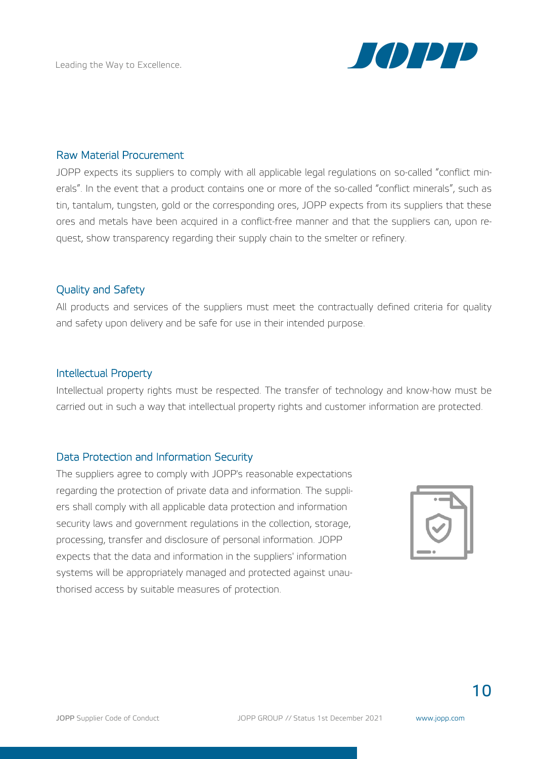## Raw Material Procurement

JOPP expects its suppliers to comply with all applicable legal regulations on so-called "conflict minerals". In the event that a product contains one or more of the so-called "conflict minerals", such as tin, tantalum, tungsten, gold or the corresponding ores, JOPP expects from its suppliers that these ores and metals have been acquired in a conflict-free manner and that the suppliers can, upon request, show transparency regarding their supply chain to the smelter or refinery.

## Quality and Safety

All products and services of the suppliers must meet the contractually defined criteria for quality and safety upon delivery and be safe for use in their intended purpose.

## Intellectual Property

Intellectual property rights must be respected. The transfer of technology and know-how must be carried out in such a way that intellectual property rights and customer information are protected.

## Data Protection and Information Security

The suppliers agree to comply with JOPP's reasonable expectations regarding the protection of private data and information. The suppliers shall comply with all applicable data protection and information security laws and government regulations in the collection, storage, processing, transfer and disclosure of personal information. JOPP expects that the data and information in the suppliers' information systems will be appropriately managed and protected against unauthorised access by suitable measures of protection.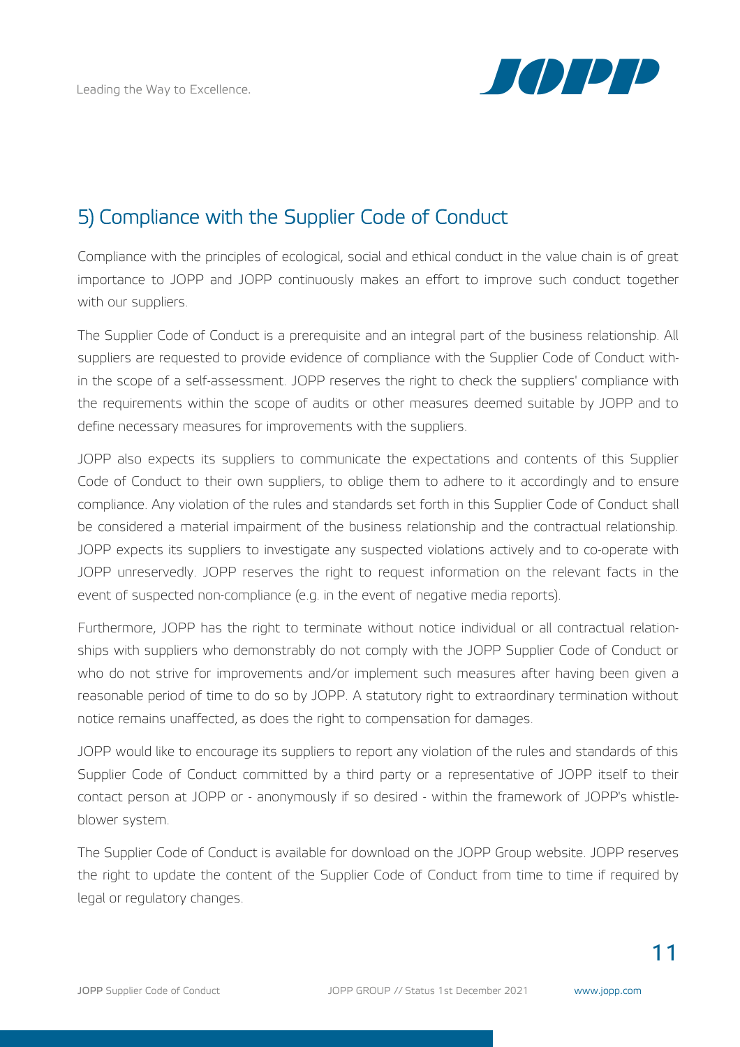## 5) Compliance with the Supplier Code of Conduct

Compliance with the principles of ecological, social and ethical conduct in the value chain is of great importance to JOPP and JOPP continuously makes an effort to improve such conduct together with our suppliers.

The Supplier Code of Conduct is a prerequisite and an integral part of the business relationship. All suppliers are requested to provide evidence of compliance with the Supplier Code of Conduct within the scope of a self-assessment. JOPP reserves the right to check the suppliers' compliance with the requirements within the scope of audits or other measures deemed suitable by JOPP and to define necessary measures for improvements with the suppliers.

JOPP also expects its suppliers to communicate the expectations and contents of this Supplier Code of Conduct to their own suppliers, to oblige them to adhere to it accordingly and to ensure compliance. Any violation of the rules and standards set forth in this Supplier Code of Conduct shall be considered a material impairment of the business relationship and the contractual relationship. JOPP expects its suppliers to investigate any suspected violations actively and to co-operate with JOPP unreservedly. JOPP reserves the right to request information on the relevant facts in the event of suspected non-compliance (e.g. in the event of negative media reports).

Furthermore, JOPP has the right to terminate without notice individual or all contractual relationships with suppliers who demonstrably do not comply with the JOPP Supplier Code of Conduct or who do not strive for improvements and/or implement such measures after having been given a reasonable period of time to do so by JOPP. A statutory right to extraordinary termination without notice remains unaffected, as does the right to compensation for damages.

JOPP would like to encourage its suppliers to report any violation of the rules and standards of this Supplier Code of Conduct committed by a third party or a representative of JOPP itself to their contact person at JOPP or - anonymously if so desired - within the framework of JOPP's whistleblower system.

The Supplier Code of Conduct is available for download on the JOPP Group website. JOPP reserves the right to update the content of the Supplier Code of Conduct from time to time if required by legal or regulatory changes.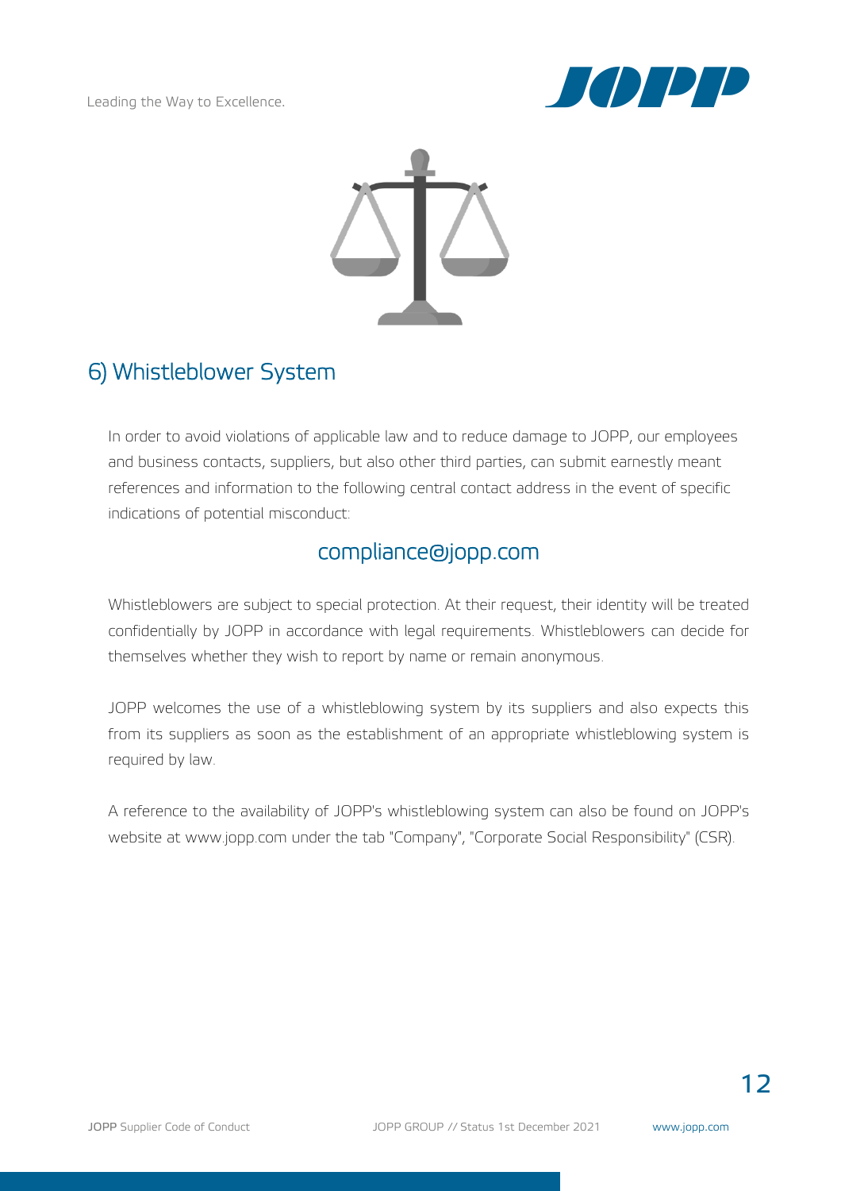## 6) Whistleblower System

In order to avoid violations of applicable law and to reduce damage to JOPP, our employees and business contacts, suppliers, but also other third parties, can submit earnestly meant references and information to the following central contact address in the event of specific indications of potential misconduct:

**compliance@jopp.com**

Whistleblowers are subject to special protection. At their request, their identity will be treated confidentially by JOPP in accordance with legal requirements. Whistleblowers can decide for themselves whether they wish to report by name or remain anonymous.

JOPP welcomes the use of a whistleblowing system by its suppliers and also expects this from its suppliers as soon as the establishment of an appropriate whistleblowing system is required by law.

A reference to the availability of JOPP's whistleblowing system can also be found on JOPP's website at www.jopp.com under the tab "Company", "Corporate Social Responsibility" (CSR).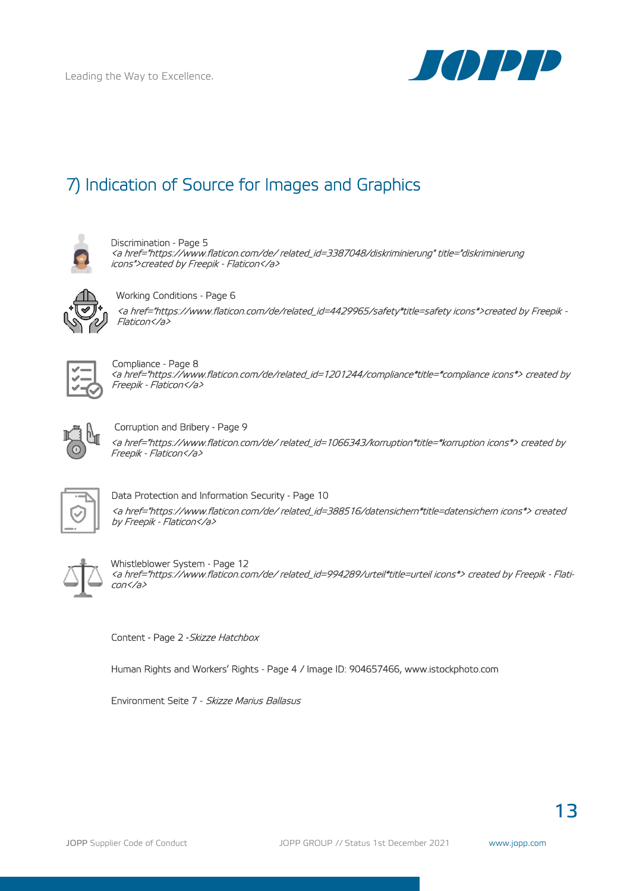## 7) Indication of Source for Images and Graphics

Discrimination - Page 5
*<a href="https://www.flaticon.com/de/ related_id=3387048/diskriminierung" title="diskriminierung icons">created by Freepik - Flaticon</a>*

Working Conditions - Page 6

*<a href="https://www.flaticon.com/de/related_id=4429965/safety*title=safety icons*>created by Freepik - Flaticon</a>*

Compliance - Page 8
*<a href="https://www.flaticon.com/de/related_id=1201244/compliance*title=*compliance icons*> created by Freepik - Flaticon</a>*

Corruption and Bribery - Page 9

*<a href="https://www.flaticon.com/de/ related_id=1066343/korruption*title=*korruption icons*> created by Freepik - Flaticon</a>*

Data Protection and Information Security - Page 10

*<a href="https://www.flaticon.com/de/ related_id=388516/datensichern*title=datensichern icons*> created by Freepik - Flaticon</a>*

Whistleblower System - Page 12
*<a href="https://www.flaticon.com/de/ related_id=994289/urteil*title=urteil icons*> created by Freepik - Flaticon</a>*

Content - Page 2 -*Skizze Hatchbox*

Human Rights and Workers' Rights - Page 4 / Image ID: 904657466, www.istockphoto.com

Environment Seite 7 - *Skizze Marius Ballasus*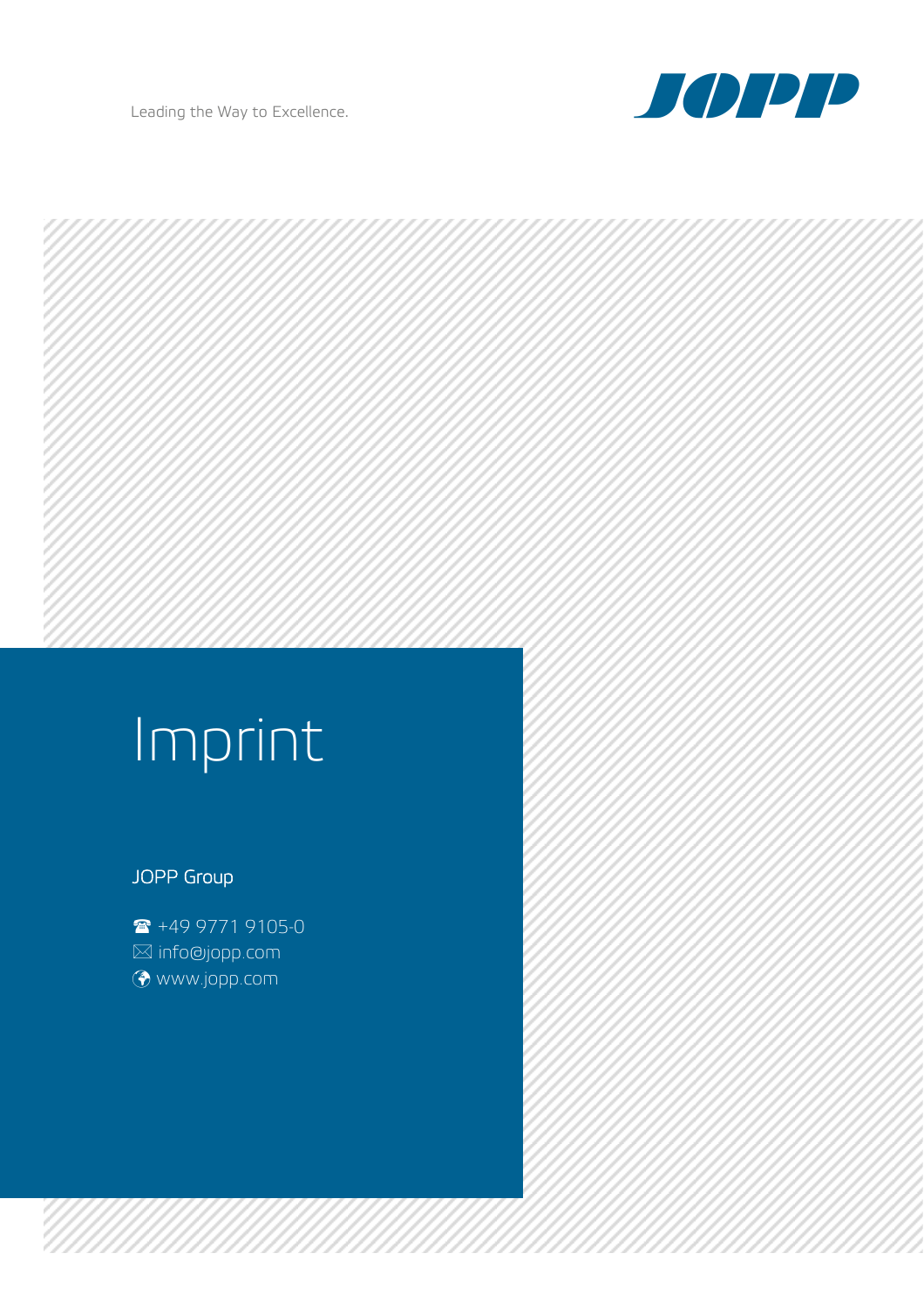Leading the Way to Excellence.

JOPP

# Imprint

JOPP Group

☎ +49 9771 9105-0
✉ info@jopp.com
www.jopp.com